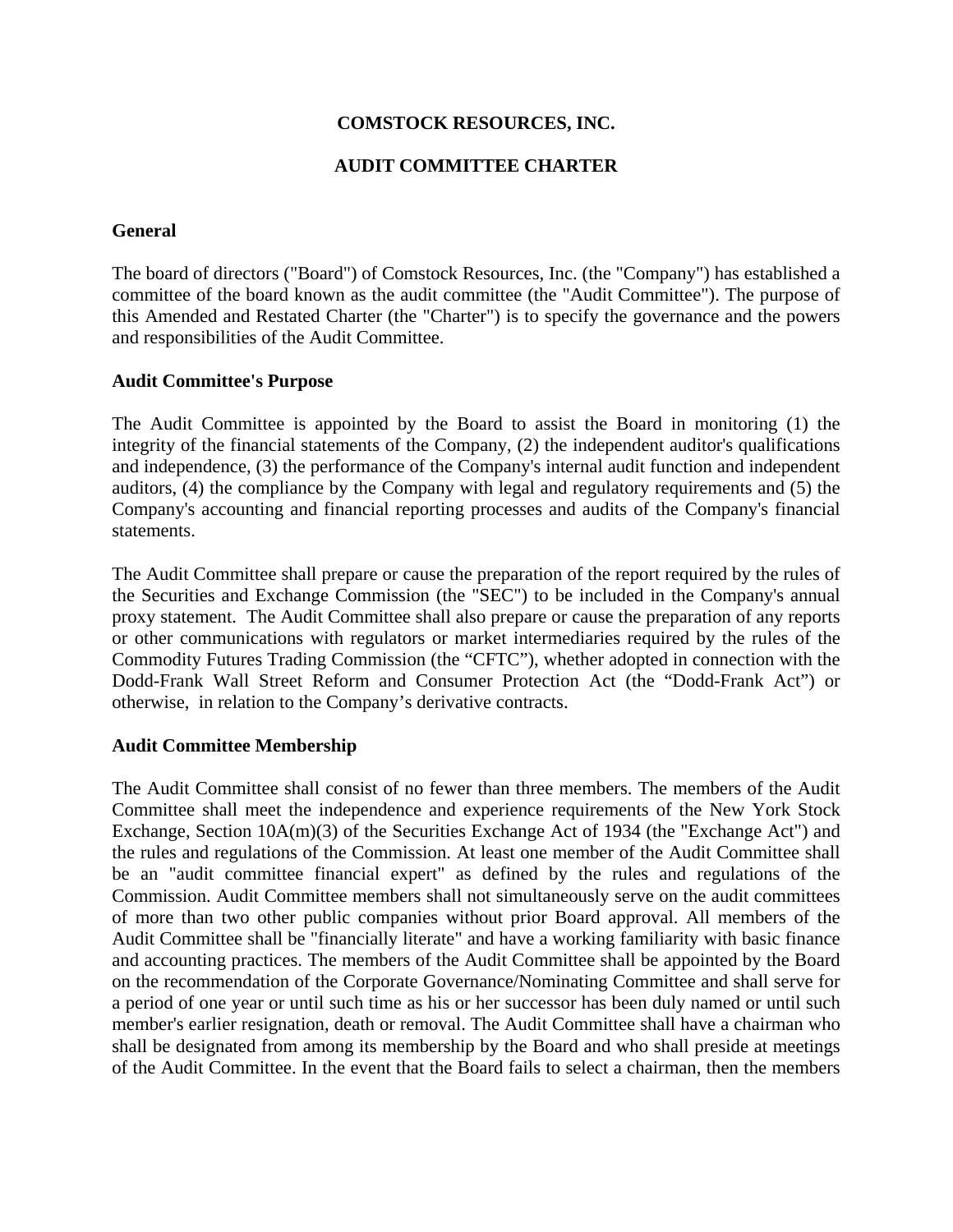# COMSTOCK RESOURCES, INC.

## AUDIT COMMITTEE CHARTER

### General

The board of directors ("Board") of Comstock Resources, Inc. (the "Company") has established a committee of the board known as the audit committee (the "Audit Committee"). The purpose of this Amended and Restated Charter (the "Charter") is to specify the governance and the powers and responsibilities of the Audit Committee.

### Audit Committee's Purpose

The Audit Committee is appointed by the Board to assist the Board in monitoring (1) the integrity of the financial statements of the Company, (2) the independent auditor's qualifications and independence, (3) the performance of the Company's internal audit function and independent auditors, (4) the compliance by the Company with legal and regulatory requirements and (5) the Company's accounting and financial reporting processes and audits of the Company's financial statements.

The Audit Committee shall prepare or cause the preparation of the report required by the rules of the Securities and Exchange Commission (the "SEC") to be included in the Company's annual proxy statement. The Audit Committee shall also prepare or cause the preparation of any reports or other communications with regulators or market intermediaries required by the rules of the Commodity Futures Trading Commission (the "CFTC"), whether adopted in connection with the Dodd-Frank Wall Street Reform and Consumer Protection Act (the "Dodd-Frank Act") or otherwise, in relation to the Company's derivative contracts.

### Audit Committee Membership

The Audit Committee shall consist of no fewer than three members. The members of the Audit Committee shall meet the independence and experience requirements of the New York Stock Exchange, Section 10A(m)(3) of the Securities Exchange Act of 1934 (the "Exchange Act") and the rules and regulations of the Commission. At least one member of the Audit Committee shall be an "audit committee financial expert" as defined by the rules and regulations of the Commission. Audit Committee members shall not simultaneously serve on the audit committees of more than two other public companies without prior Board approval. All members of the Audit Committee shall be "financially literate" and have a working familiarity with basic finance and accounting practices. The members of the Audit Committee shall be appointed by the Board on the recommendation of the Corporate Governance/Nominating Committee and shall serve for a period of one year or until such time as his or her successor has been duly named or until such member's earlier resignation, death or removal. The Audit Committee shall have a chairman who shall be designated from among its membership by the Board and who shall preside at meetings of the Audit Committee. In the event that the Board fails to select a chairman, then the members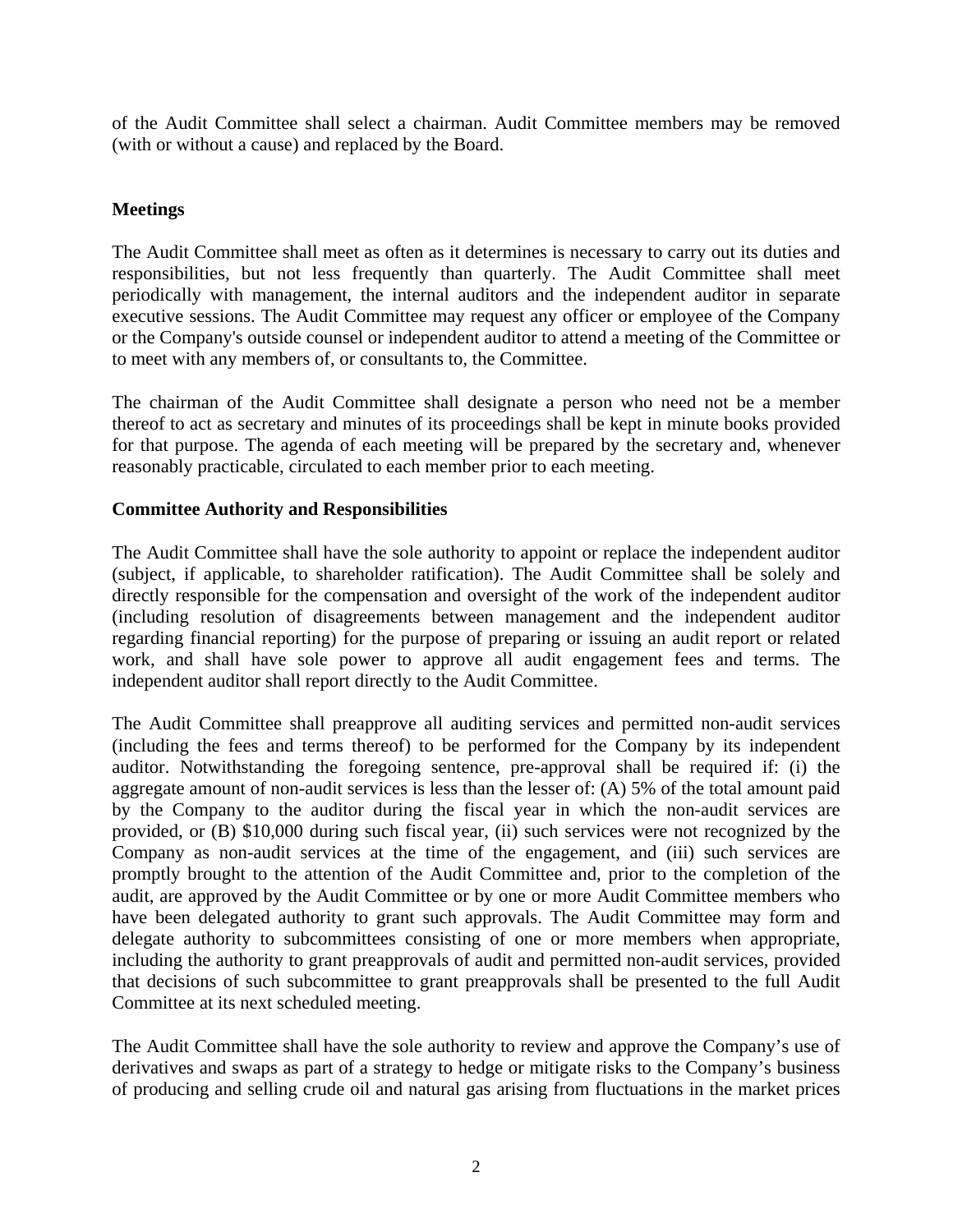of the Audit Committee shall select a chairman. Audit Committee members may be removed (with or without a cause) and replaced by the Board.

**Meetings**

The Audit Committee shall meet as often as it determines is necessary to carry out its duties and responsibilities, but not less frequently than quarterly. The Audit Committee shall meet periodically with management, the internal auditors and the independent auditor in separate executive sessions. The Audit Committee may request any officer or employee of the Company or the Company's outside counsel or independent auditor to attend a meeting of the Committee or to meet with any members of, or consultants to, the Committee.

The chairman of the Audit Committee shall designate a person who need not be a member thereof to act as secretary and minutes of its proceedings shall be kept in minute books provided for that purpose. The agenda of each meeting will be prepared by the secretary and, whenever reasonably practicable, circulated to each member prior to each meeting.

**Committee Authority and Responsibilities**

The Audit Committee shall have the sole authority to appoint or replace the independent auditor (subject, if applicable, to shareholder ratification). The Audit Committee shall be solely and directly responsible for the compensation and oversight of the work of the independent auditor (including resolution of disagreements between management and the independent auditor regarding financial reporting) for the purpose of preparing or issuing an audit report or related work, and shall have sole power to approve all audit engagement fees and terms. The independent auditor shall report directly to the Audit Committee.

The Audit Committee shall preapprove all auditing services and permitted non-audit services (including the fees and terms thereof) to be performed for the Company by its independent auditor. Notwithstanding the foregoing sentence, pre-approval shall be required if: (i) the aggregate amount of non-audit services is less than the lesser of: (A) 5% of the total amount paid by the Company to the auditor during the fiscal year in which the non-audit services are provided, or (B) $10,000 during such fiscal year, (ii) such services were not recognized by the Company as non-audit services at the time of the engagement, and (iii) such services are promptly brought to the attention of the Audit Committee and, prior to the completion of the audit, are approved by the Audit Committee or by one or more Audit Committee members who have been delegated authority to grant such approvals. The Audit Committee may form and delegate authority to subcommittees consisting of one or more members when appropriate, including the authority to grant preapprovals of audit and permitted non-audit services, provided that decisions of such subcommittee to grant preapprovals shall be presented to the full Audit Committee at its next scheduled meeting.

The Audit Committee shall have the sole authority to review and approve the Company's use of derivatives and swaps as part of a strategy to hedge or mitigate risks to the Company's business of producing and selling crude oil and natural gas arising from fluctuations in the market prices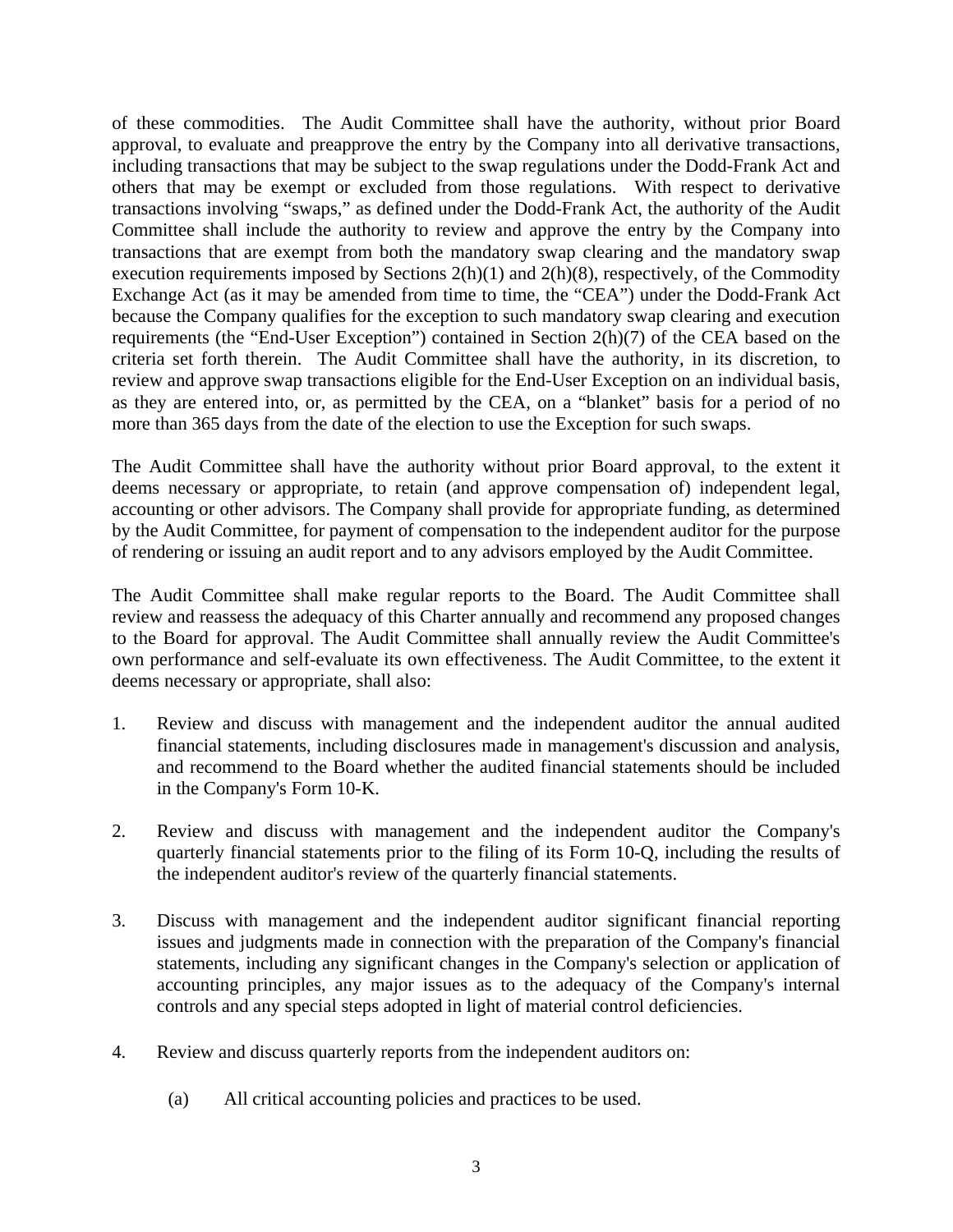of these commodities. The Audit Committee shall have the authority, without prior Board approval, to evaluate and preapprove the entry by the Company into all derivative transactions, including transactions that may be subject to the swap regulations under the Dodd-Frank Act and others that may be exempt or excluded from those regulations. With respect to derivative transactions involving "swaps," as defined under the Dodd-Frank Act, the authority of the Audit Committee shall include the authority to review and approve the entry by the Company into transactions that are exempt from both the mandatory swap clearing and the mandatory swap execution requirements imposed by Sections 2(h)(1) and 2(h)(8), respectively, of the Commodity Exchange Act (as it may be amended from time to time, the "CEA") under the Dodd-Frank Act because the Company qualifies for the exception to such mandatory swap clearing and execution requirements (the "End-User Exception") contained in Section 2(h)(7) of the CEA based on the criteria set forth therein. The Audit Committee shall have the authority, in its discretion, to review and approve swap transactions eligible for the End-User Exception on an individual basis, as they are entered into, or, as permitted by the CEA, on a "blanket" basis for a period of no more than 365 days from the date of the election to use the Exception for such swaps.

The Audit Committee shall have the authority without prior Board approval, to the extent it deems necessary or appropriate, to retain (and approve compensation of) independent legal, accounting or other advisors. The Company shall provide for appropriate funding, as determined by the Audit Committee, for payment of compensation to the independent auditor for the purpose of rendering or issuing an audit report and to any advisors employed by the Audit Committee.

The Audit Committee shall make regular reports to the Board. The Audit Committee shall review and reassess the adequacy of this Charter annually and recommend any proposed changes to the Board for approval. The Audit Committee shall annually review the Audit Committee's own performance and self-evaluate its own effectiveness. The Audit Committee, to the extent it deems necessary or appropriate, shall also:

1. Review and discuss with management and the independent auditor the annual audited financial statements, including disclosures made in management's discussion and analysis, and recommend to the Board whether the audited financial statements should be included in the Company's Form 10-K.

2. Review and discuss with management and the independent auditor the Company's quarterly financial statements prior to the filing of its Form 10-Q, including the results of the independent auditor's review of the quarterly financial statements.

3. Discuss with management and the independent auditor significant financial reporting issues and judgments made in connection with the preparation of the Company's financial statements, including any significant changes in the Company's selection or application of accounting principles, any major issues as to the adequacy of the Company's internal controls and any special steps adopted in light of material control deficiencies.

4. Review and discuss quarterly reports from the independent auditors on:

   (a) All critical accounting policies and practices to be used.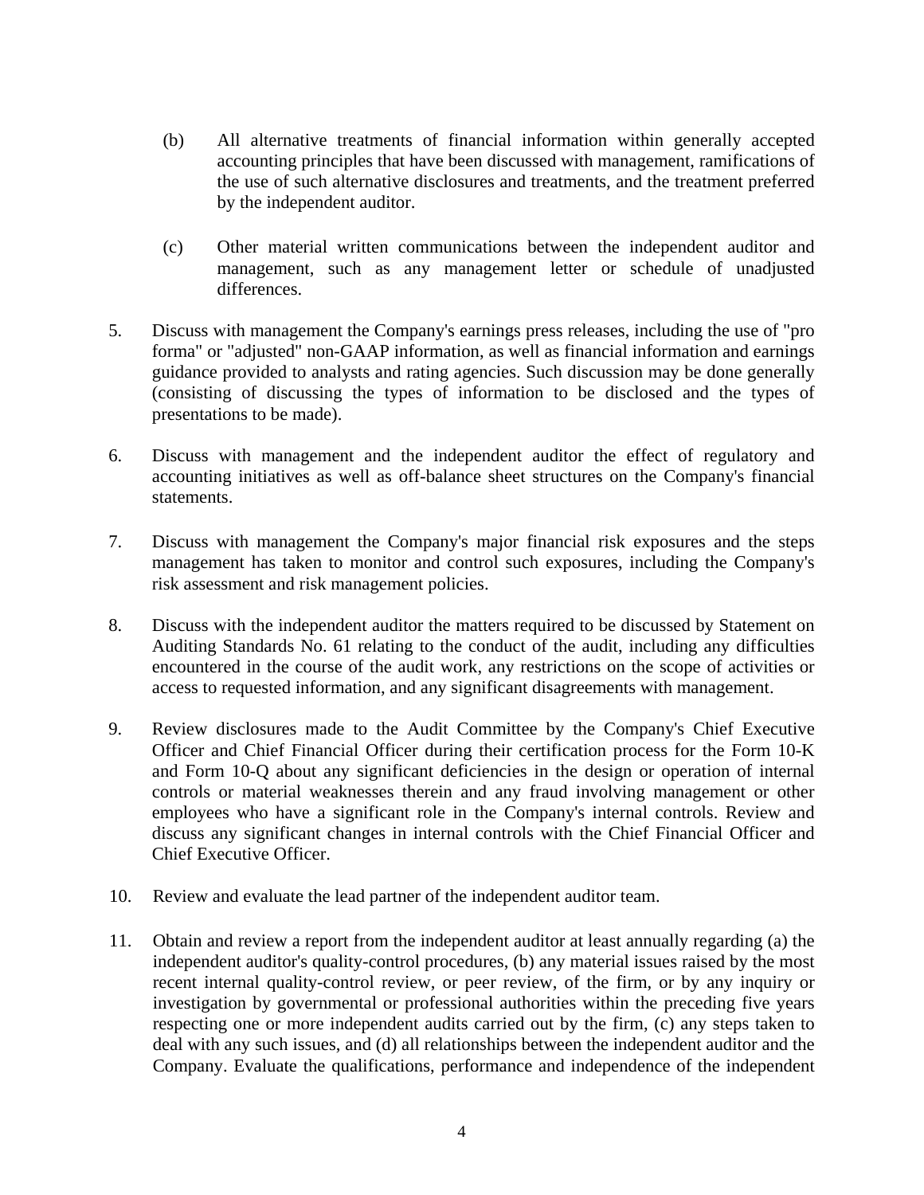(b) All alternative treatments of financial information within generally accepted accounting principles that have been discussed with management, ramifications of the use of such alternative disclosures and treatments, and the treatment preferred by the independent auditor.

    (c) Other material written communications between the independent auditor and management, such as any management letter or schedule of unadjusted differences.

5. Discuss with management the Company's earnings press releases, including the use of "pro forma" or "adjusted" non-GAAP information, as well as financial information and earnings guidance provided to analysts and rating agencies. Such discussion may be done generally (consisting of discussing the types of information to be disclosed and the types of presentations to be made).

6. Discuss with management and the independent auditor the effect of regulatory and accounting initiatives as well as off-balance sheet structures on the Company's financial statements.

7. Discuss with management the Company's major financial risk exposures and the steps management has taken to monitor and control such exposures, including the Company's risk assessment and risk management policies.

8. Discuss with the independent auditor the matters required to be discussed by Statement on Auditing Standards No. 61 relating to the conduct of the audit, including any difficulties encountered in the course of the audit work, any restrictions on the scope of activities or access to requested information, and any significant disagreements with management.

9. Review disclosures made to the Audit Committee by the Company's Chief Executive Officer and Chief Financial Officer during their certification process for the Form 10-K and Form 10-Q about any significant deficiencies in the design or operation of internal controls or material weaknesses therein and any fraud involving management or other employees who have a significant role in the Company's internal controls. Review and discuss any significant changes in internal controls with the Chief Financial Officer and Chief Executive Officer.

10. Review and evaluate the lead partner of the independent auditor team.

11. Obtain and review a report from the independent auditor at least annually regarding (a) the independent auditor's quality-control procedures, (b) any material issues raised by the most recent internal quality-control review, or peer review, of the firm, or by any inquiry or investigation by governmental or professional authorities within the preceding five years respecting one or more independent audits carried out by the firm, (c) any steps taken to deal with any such issues, and (d) all relationships between the independent auditor and the Company. Evaluate the qualifications, performance and independence of the independent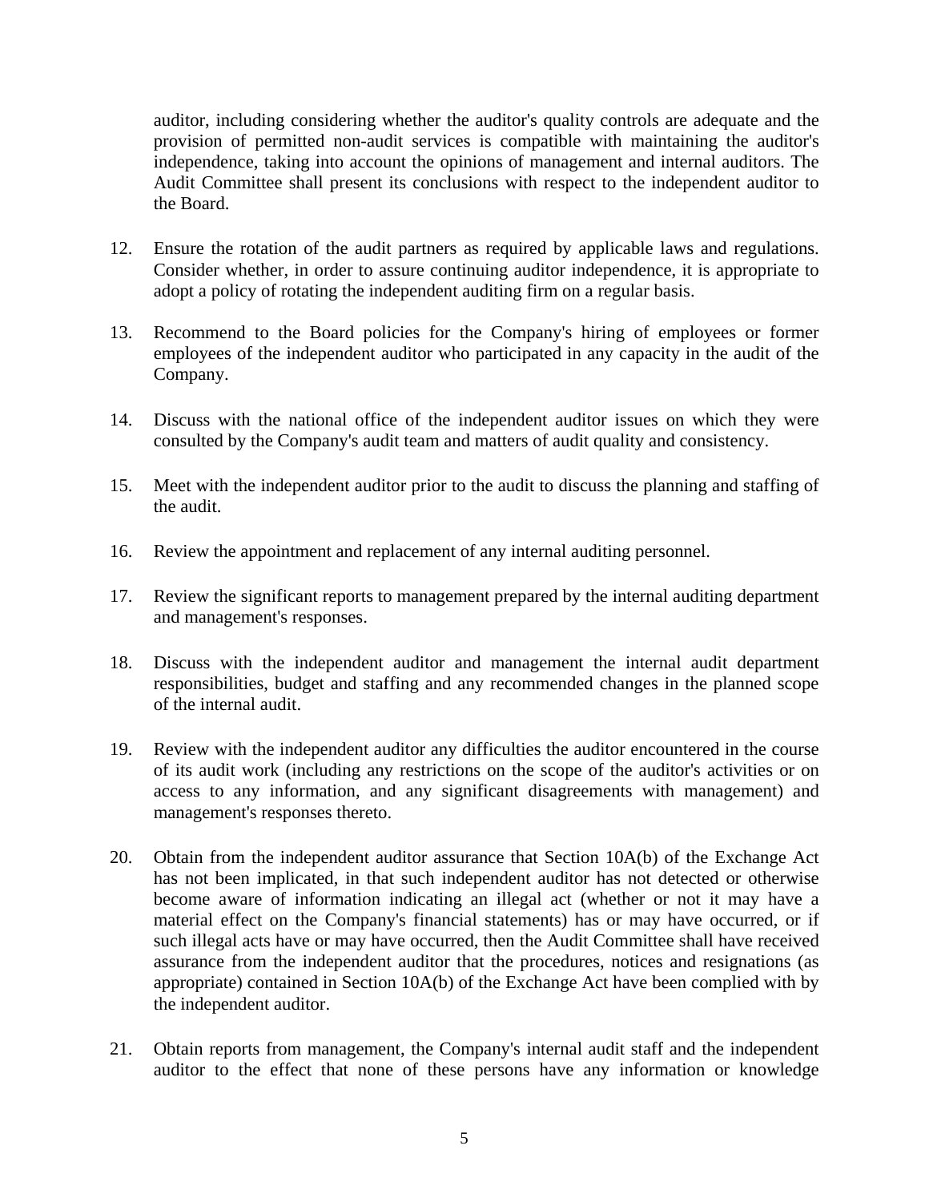auditor, including considering whether the auditor's quality controls are adequate and the provision of permitted non-audit services is compatible with maintaining the auditor's independence, taking into account the opinions of management and internal auditors. The Audit Committee shall present its conclusions with respect to the independent auditor to the Board.

12. Ensure the rotation of the audit partners as required by applicable laws and regulations. Consider whether, in order to assure continuing auditor independence, it is appropriate to adopt a policy of rotating the independent auditing firm on a regular basis.

13. Recommend to the Board policies for the Company's hiring of employees or former employees of the independent auditor who participated in any capacity in the audit of the Company.

14. Discuss with the national office of the independent auditor issues on which they were consulted by the Company's audit team and matters of audit quality and consistency.

15. Meet with the independent auditor prior to the audit to discuss the planning and staffing of the audit.

16. Review the appointment and replacement of any internal auditing personnel.

17. Review the significant reports to management prepared by the internal auditing department and management's responses.

18. Discuss with the independent auditor and management the internal audit department responsibilities, budget and staffing and any recommended changes in the planned scope of the internal audit.

19. Review with the independent auditor any difficulties the auditor encountered in the course of its audit work (including any restrictions on the scope of the auditor's activities or on access to any information, and any significant disagreements with management) and management's responses thereto.

20. Obtain from the independent auditor assurance that Section 10A(b) of the Exchange Act has not been implicated, in that such independent auditor has not detected or otherwise become aware of information indicating an illegal act (whether or not it may have a material effect on the Company's financial statements) has or may have occurred, or if such illegal acts have or may have occurred, then the Audit Committee shall have received assurance from the independent auditor that the procedures, notices and resignations (as appropriate) contained in Section 10A(b) of the Exchange Act have been complied with by the independent auditor.

21. Obtain reports from management, the Company's internal audit staff and the independent auditor to the effect that none of these persons have any information or knowledge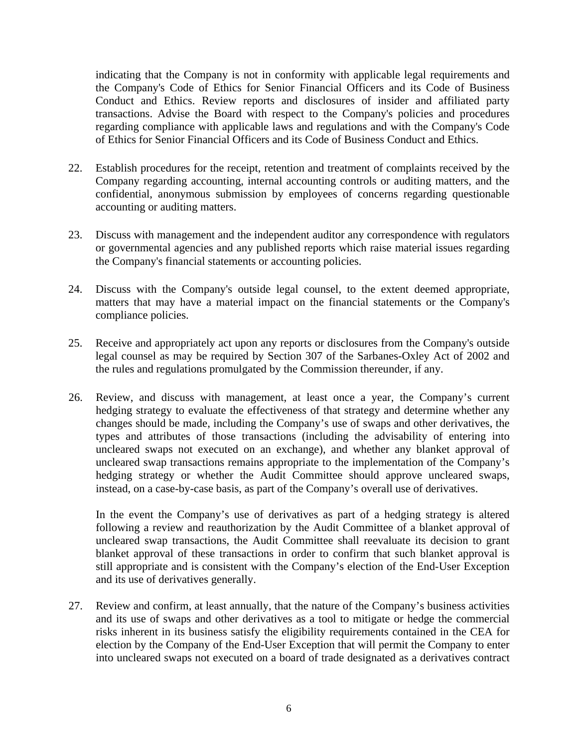indicating that the Company is not in conformity with applicable legal requirements and the Company's Code of Ethics for Senior Financial Officers and its Code of Business Conduct and Ethics. Review reports and disclosures of insider and affiliated party transactions. Advise the Board with respect to the Company's policies and procedures regarding compliance with applicable laws and regulations and with the Company's Code of Ethics for Senior Financial Officers and its Code of Business Conduct and Ethics.

22. Establish procedures for the receipt, retention and treatment of complaints received by the Company regarding accounting, internal accounting controls or auditing matters, and the confidential, anonymous submission by employees of concerns regarding questionable accounting or auditing matters.

23. Discuss with management and the independent auditor any correspondence with regulators or governmental agencies and any published reports which raise material issues regarding the Company's financial statements or accounting policies.

24. Discuss with the Company's outside legal counsel, to the extent deemed appropriate, matters that may have a material impact on the financial statements or the Company's compliance policies.

25. Receive and appropriately act upon any reports or disclosures from the Company's outside legal counsel as may be required by Section 307 of the Sarbanes-Oxley Act of 2002 and the rules and regulations promulgated by the Commission thereunder, if any.

26. Review, and discuss with management, at least once a year, the Company's current hedging strategy to evaluate the effectiveness of that strategy and determine whether any changes should be made, including the Company's use of swaps and other derivatives, the types and attributes of those transactions (including the advisability of entering into uncleared swaps not executed on an exchange), and whether any blanket approval of uncleared swap transactions remains appropriate to the implementation of the Company's hedging strategy or whether the Audit Committee should approve uncleared swaps, instead, on a case-by-case basis, as part of the Company's overall use of derivatives.

    In the event the Company's use of derivatives as part of a hedging strategy is altered following a review and reauthorization by the Audit Committee of a blanket approval of uncleared swap transactions, the Audit Committee shall reevaluate its decision to grant blanket approval of these transactions in order to confirm that such blanket approval is still appropriate and is consistent with the Company's election of the End-User Exception and its use of derivatives generally.

27. Review and confirm, at least annually, that the nature of the Company's business activities and its use of swaps and other derivatives as a tool to mitigate or hedge the commercial risks inherent in its business satisfy the eligibility requirements contained in the CEA for election by the Company of the End-User Exception that will permit the Company to enter into uncleared swaps not executed on a board of trade designated as a derivatives contract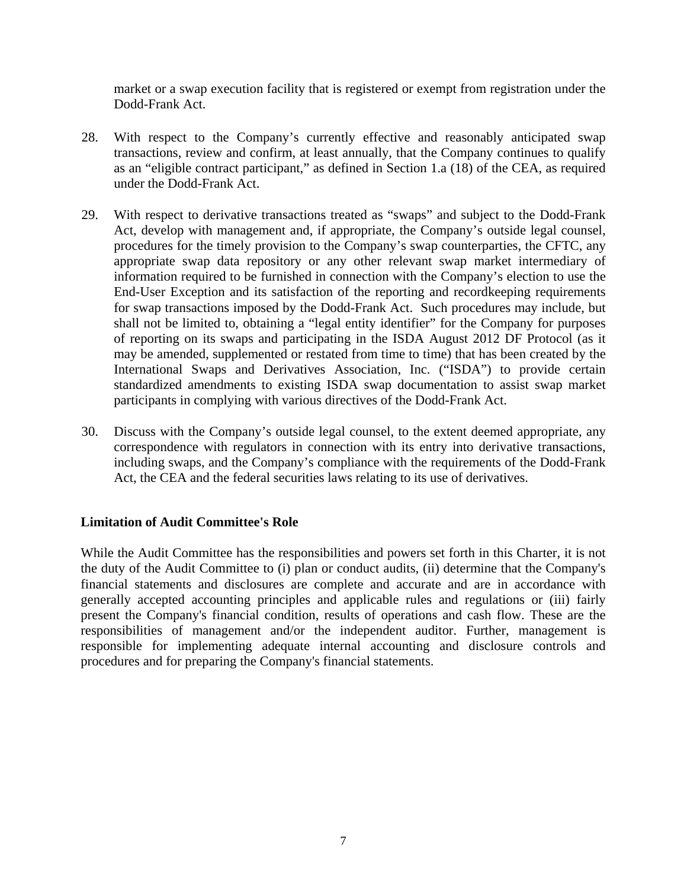market or a swap execution facility that is registered or exempt from registration under the Dodd-Frank Act.

28. With respect to the Company's currently effective and reasonably anticipated swap transactions, review and confirm, at least annually, that the Company continues to qualify as an "eligible contract participant," as defined in Section 1.a (18) of the CEA, as required under the Dodd-Frank Act.

29. With respect to derivative transactions treated as "swaps" and subject to the Dodd-Frank Act, develop with management and, if appropriate, the Company's outside legal counsel, procedures for the timely provision to the Company's swap counterparties, the CFTC, any appropriate swap data repository or any other relevant swap market intermediary of information required to be furnished in connection with the Company's election to use the End-User Exception and its satisfaction of the reporting and recordkeeping requirements for swap transactions imposed by the Dodd-Frank Act. Such procedures may include, but shall not be limited to, obtaining a "legal entity identifier" for the Company for purposes of reporting on its swaps and participating in the ISDA August 2012 DF Protocol (as it may be amended, supplemented or restated from time to time) that has been created by the International Swaps and Derivatives Association, Inc. ("ISDA") to provide certain standardized amendments to existing ISDA swap documentation to assist swap market participants in complying with various directives of the Dodd-Frank Act.

30. Discuss with the Company's outside legal counsel, to the extent deemed appropriate, any correspondence with regulators in connection with its entry into derivative transactions, including swaps, and the Company's compliance with the requirements of the Dodd-Frank Act, the CEA and the federal securities laws relating to its use of derivatives.

**Limitation of Audit Committee's Role**

While the Audit Committee has the responsibilities and powers set forth in this Charter, it is not the duty of the Audit Committee to (i) plan or conduct audits, (ii) determine that the Company's financial statements and disclosures are complete and accurate and are in accordance with generally accepted accounting principles and applicable rules and regulations or (iii) fairly present the Company's financial condition, results of operations and cash flow. These are the responsibilities of management and/or the independent auditor. Further, management is responsible for implementing adequate internal accounting and disclosure controls and procedures and for preparing the Company's financial statements.